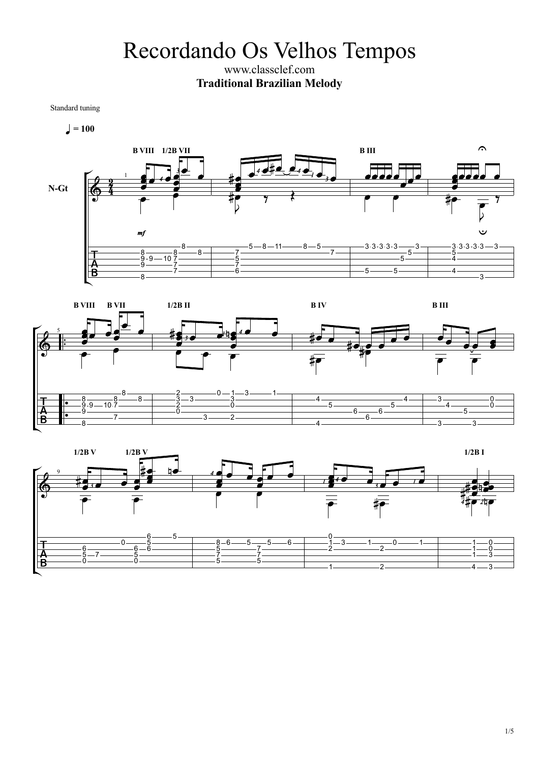# Recordando Os Velhos Tempos

www.classclef.com

**Traditional Brazilian Melody**

Standard tuning

♩ = 100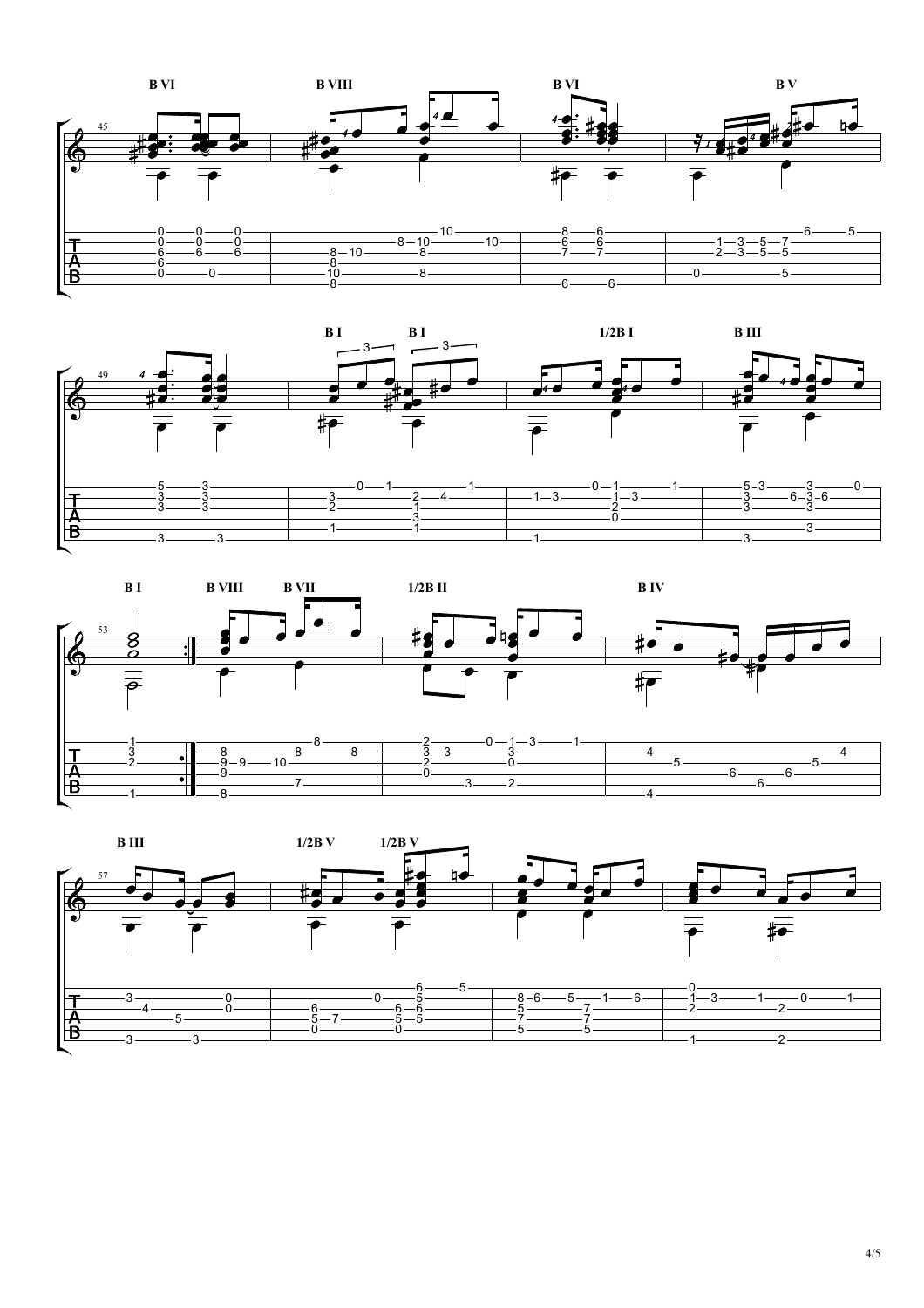B VI B VIII B VI B V

B VI B VIII B VI B V

B I B I 1/2B I B III

B I B VIII B VII 1/2B II B IV

B III 1/2B V 1/2B V